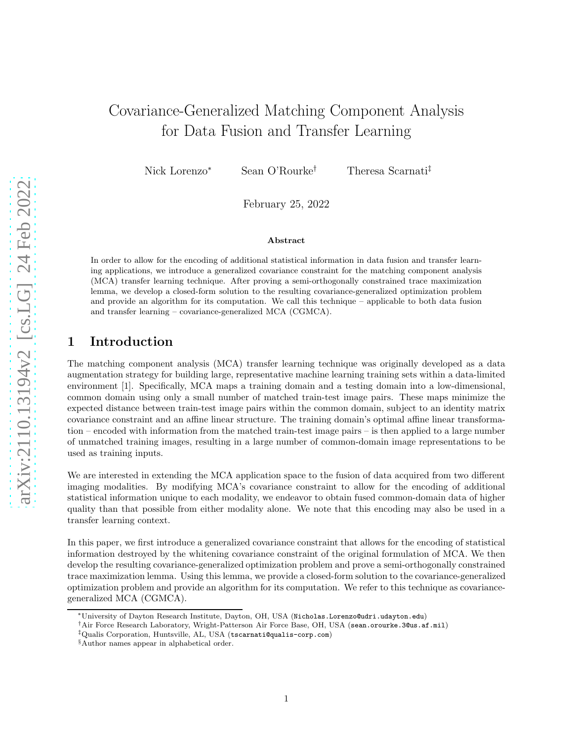# Covariance-Generalized Matching Component Analysis for Data Fusion and Transfer Learning

Nick Lorenzo[*] Sean O'Rourke[†] Theresa Scarnati[‡]

February 25, 2022

### Abstract

In order to allow for the encoding of additional statistical information in data fusion and transfer learning applications, we introduce a generalized covariance constraint for the matching component analysis (MCA) transfer learning technique. After proving a semi-orthogonally constrained trace maximization lemma, we develop a closed-form solution to the resulting covariance-generalized optimization problem and provide an algorithm for its computation. We call this technique – applicable to both data fusion and transfer learning – covariance-generalized MCA (CGMCA).

## 1 Introduction

The matching component analysis (MCA) transfer learning technique was originally developed as a data augmentation strategy for building large, representative machine learning training sets within a data-limited environment [1]. Specifically, MCA maps a training domain and a testing domain into a low-dimensional, common domain using only a small number of matched train-test image pairs. These maps minimize the expected distance between train-test image pairs within the common domain, subject to an identity matrix covariance constraint and an affine linear structure. The training domain's optimal affine linear transformation – encoded with information from the matched train-test image pairs – is then applied to a large number of unmatched training images, resulting in a large number of common-domain image representations to be used as training inputs.

We are interested in extending the MCA application space to the fusion of data acquired from two different imaging modalities. By modifying MCA's covariance constraint to allow for the encoding of additional statistical information unique to each modality, we endeavor to obtain fused common-domain data of higher quality than that possible from either modality alone. We note that this encoding may also be used in a transfer learning context.

In this paper, we first introduce a generalized covariance constraint that allows for the encoding of statistical information destroyed by the whitening covariance constraint of the original formulation of MCA. We then develop the resulting covariance-generalized optimization problem and prove a semi-orthogonally constrained trace maximization lemma. Using this lemma, we provide a closed-form solution to the covariance-generalized optimization problem and provide an algorithm for its computation. We refer to this technique as covariance-generalized MCA (CGMCA).

---

[*] University of Dayton Research Institute, Dayton, OH, USA (Nicholas.Lorenzo@udri.udayton.edu)

[†] Air Force Research Laboratory, Wright-Patterson Air Force Base, OH, USA (sean.orourke.3@us.af.mil)

[‡] Qualis Corporation, Huntsville, AL, USA (tscarnati@qualis-corp.com)

[§] Author names appear in alphabetical order.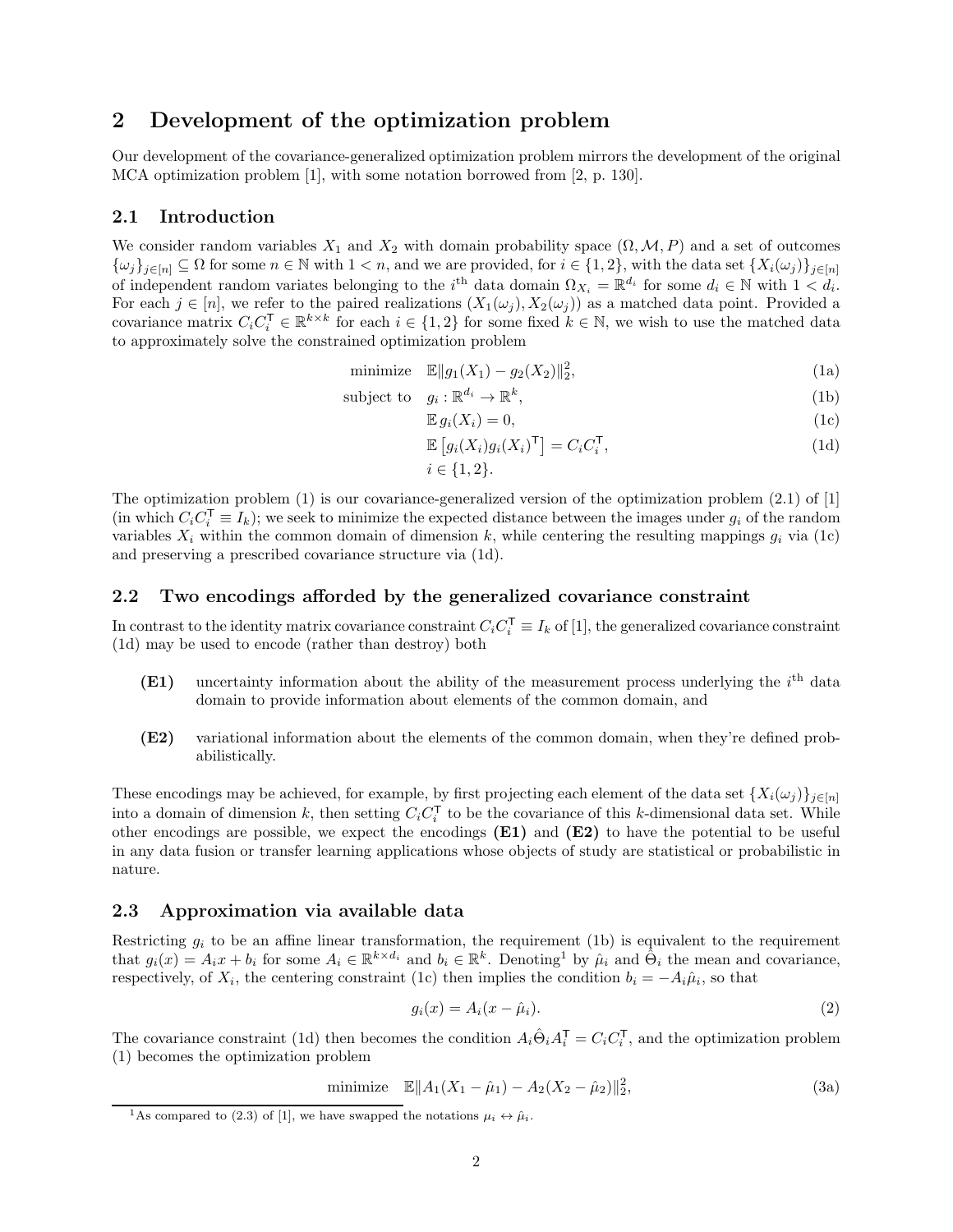## 2 Development of the optimization problem

Our development of the covariance-generalized optimization problem mirrors the development of the original MCA optimization problem [1], with some notation borrowed from [2, p. 130].

### 2.1 Introduction

We consider random variables $X_1$ and $X_2$ with domain probability space $(\Omega, \mathcal{M}, P)$ and a set of outcomes $\{\omega_j\}_{j\in[n]} \subseteq \Omega$ for some $n \in \mathbb{N}$ with $1 < n$, and we are provided, for $i \in \{1, 2\}$, with the data set $\{X_i(\omega_j)\}_{j\in[n]}$ of independent random variates belonging to the $i^{\text{th}}$ data domain $\Omega_{X_i} = \mathbb{R}^{d_i}$ for some $d_i \in \mathbb{N}$ with $1 < d_i$. For each $j \in [n]$, we refer to the paired realizations $(X_1(\omega_j), X_2(\omega_j))$ as a matched data point. Provided a covariance matrix $C_i C_i^{\mathsf{T}} \in \mathbb{R}^{k\times k}$ for each $i \in \{1, 2\}$ for some fixed $k \in \mathbb{N}$, we wish to use the matched data to approximately solve the constrained optimization problem

$$
\begin{aligned}
\text{minimize} \quad & \mathbb{E}\|g_1(X_1) - g_2(X_2)\|_2^2, && \text{(1a)}\\
\text{subject to} \quad & g_i : \mathbb{R}^{d_i} \to \mathbb{R}^k, && \text{(1b)}\\
& \mathbb{E}\, g_i(X_i) = 0, && \text{(1c)}\\
& \mathbb{E}\left[g_i(X_i) g_i(X_i)^{\mathsf{T}}\right] = C_i C_i^{\mathsf{T}}, && \text{(1d)}\\
& i \in \{1, 2\}.
\end{aligned}
$$

The optimization problem (1) is our covariance-generalized version of the optimization problem (2.1) of [1] (in which $C_i C_i^{\mathsf{T}} \equiv I_k$); we seek to minimize the expected distance between the images under $g_i$ of the random variables $X_i$ within the common domain of dimension $k$, while centering the resulting mappings $g_i$ via (1c) and preserving a prescribed covariance structure via (1d).

### 2.2 Two encodings afforded by the generalized covariance constraint

In contrast to the identity matrix covariance constraint $C_i C_i^{\mathsf{T}} \equiv I_k$ of [1], the generalized covariance constraint (1d) may be used to encode (rather than destroy) both

- **(E1)** uncertainty information about the ability of the measurement process underlying the $i^{\text{th}}$ data domain to provide information about elements of the common domain, and
- **(E2)** variational information about the elements of the common domain, when they're defined probabilistically.

These encodings may be achieved, for example, by first projecting each element of the data set $\{X_i(\omega_j)\}_{j\in[n]}$ into a domain of dimension $k$, then setting $C_i C_i^{\mathsf{T}}$ to be the covariance of this $k$-dimensional data set. While other encodings are possible, we expect the encodings **(E1)** and **(E2)** to have the potential to be useful in any data fusion or transfer learning applications whose objects of study are statistical or probabilistic in nature.

### 2.3 Approximation via available data

Restricting $g_i$ to be an affine linear transformation, the requirement (1b) is equivalent to the requirement that $g_i(x) = A_i x + b_i$ for some $A_i \in \mathbb{R}^{k\times d_i}$ and $b_i \in \mathbb{R}^k$. Denoting[1] by $\hat{\mu}_i$ and $\hat{\Theta}_i$ the mean and covariance, respectively, of $X_i$, the centering constraint (1c) then implies the condition $b_i = -A_i\hat{\mu}_i$, so that

$$
g_i(x) = A_i(x - \hat{\mu}_i). \tag{2}
$$

The covariance constraint (1d) then becomes the condition $A_i \hat{\Theta}_i A_i^{\mathsf{T}} = C_i C_i^{\mathsf{T}}$, and the optimization problem (1) becomes the optimization problem

$$
\text{minimize} \quad \mathbb{E}\|A_1(X_1 - \hat{\mu}_1) - A_2(X_2 - \hat{\mu}_2)\|_2^2, \tag{3a}
$$

[1] As compared to (2.3) of [1], we have swapped the notations $\mu_i \leftrightarrow \hat{\mu}_i$.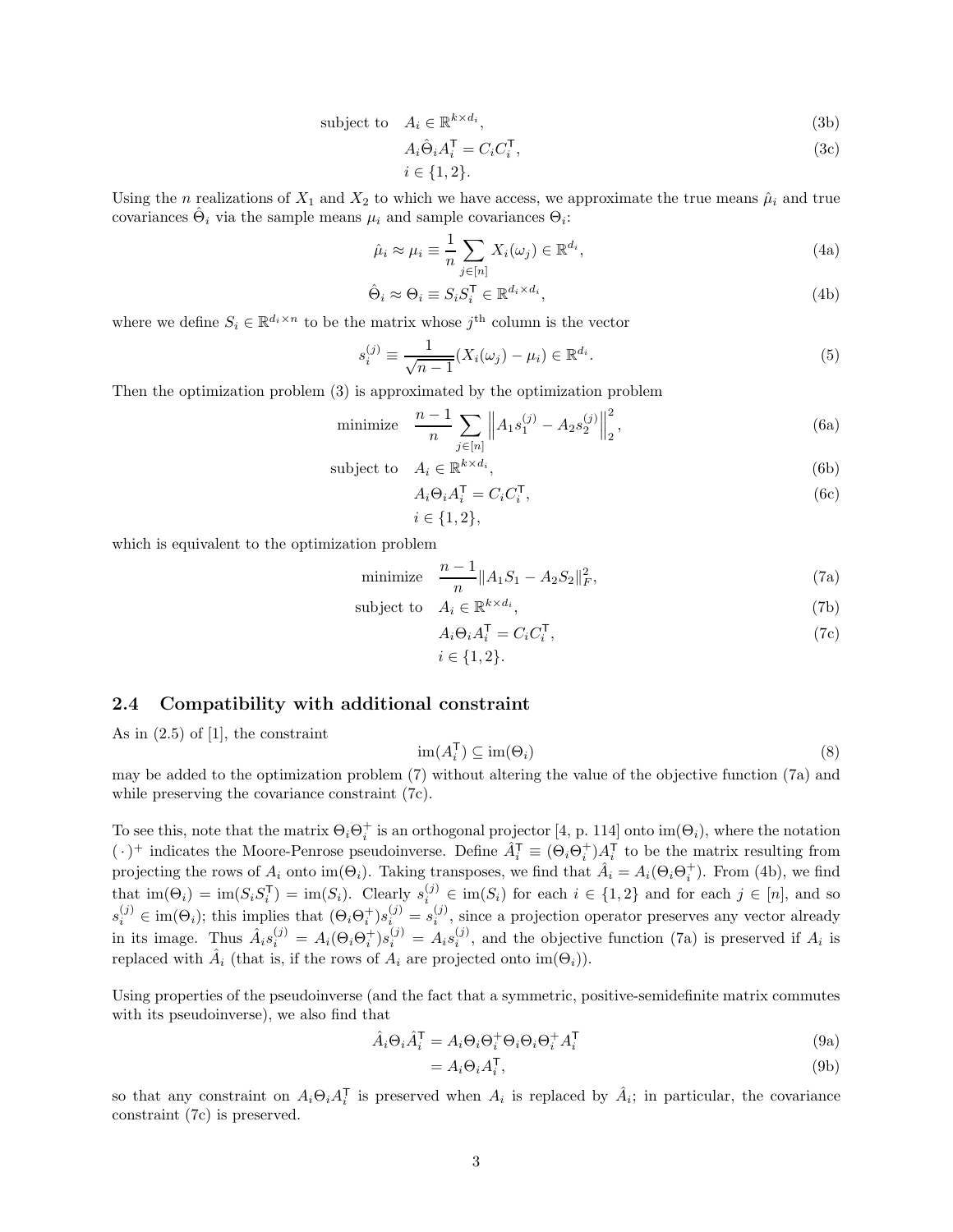$$
\begin{aligned}
\text{subject to}\quad & A_i \in \mathbb{R}^{k\times d_i}, && \text{(3b)}\\
& A_i \hat{\Theta}_i A_i^{\mathsf{T}} = C_i C_i^{\mathsf{T}}, && \text{(3c)}\\
& i \in \{1,2\}.
\end{aligned}
$$

Using the $n$ realizations of $X_1$ and $X_2$ to which we have access, we approximate the true means $\hat{\mu}_i$ and true covariances $\hat{\Theta}_i$ via the sample means $\mu_i$ and sample covariances $\Theta_i$:

$$
\hat{\mu}_i \approx \mu_i \equiv \frac{1}{n}\sum_{j\in[n]} X_i(\omega_j) \in \mathbb{R}^{d_i}, \tag{4a}
$$

$$
\hat{\Theta}_i \approx \Theta_i \equiv S_i S_i^{\mathsf{T}} \in \mathbb{R}^{d_i\times d_i}, \tag{4b}
$$

where we define $S_i \in \mathbb{R}^{d_i\times n}$ to be the matrix whose $j^{\text{th}}$ column is the vector

$$
s_i^{(j)} \equiv \frac{1}{\sqrt{n-1}}(X_i(\omega_j) - \mu_i) \in \mathbb{R}^{d_i}. \tag{5}
$$

Then the optimization problem (3) is approximated by the optimization problem

$$
\begin{aligned}
\text{minimize}\quad & \frac{n-1}{n}\sum_{j\in[n]} \left\| A_1 s_1^{(j)} - A_2 s_2^{(j)} \right\|_2^2, && \text{(6a)}\\
\text{subject to}\quad & A_i \in \mathbb{R}^{k\times d_i}, && \text{(6b)}\\
& A_i \Theta_i A_i^{\mathsf{T}} = C_i C_i^{\mathsf{T}}, && \text{(6c)}\\
& i \in \{1,2\},
\end{aligned}
$$

which is equivalent to the optimization problem

$$
\begin{aligned}
\text{minimize}\quad & \frac{n-1}{n}\|A_1 S_1 - A_2 S_2\|_F^2, && \text{(7a)}\\
\text{subject to}\quad & A_i \in \mathbb{R}^{k\times d_i}, && \text{(7b)}\\
& A_i \Theta_i A_i^{\mathsf{T}} = C_i C_i^{\mathsf{T}}, && \text{(7c)}\\
& i \in \{1,2\}.
\end{aligned}
$$

## 2.4 Compatibility with additional constraint

As in (2.5) of [1], the constraint

$$
\operatorname{im}(A_i^{\mathsf{T}}) \subseteq \operatorname{im}(\Theta_i) \tag{8}
$$

may be added to the optimization problem (7) without altering the value of the objective function (7a) and while preserving the covariance constraint (7c).

To see this, note that the matrix $\Theta_i\Theta_i^+$ is an orthogonal projector [4, p. 114] onto $\operatorname{im}(\Theta_i)$, where the notation $(\,\cdot\,)^+$ indicates the Moore-Penrose pseudoinverse. Define $\hat{A}_i^{\mathsf{T}} \equiv (\Theta_i\Theta_i^+)A_i^{\mathsf{T}}$ to be the matrix resulting from projecting the rows of $A_i$ onto $\operatorname{im}(\Theta_i)$. Taking transposes, we find that $\hat{A}_i = A_i(\Theta_i\Theta_i^+)$. From (4b), we find that $\operatorname{im}(\Theta_i) = \operatorname{im}(S_i S_i^{\mathsf{T}}) = \operatorname{im}(S_i)$. Clearly $s_i^{(j)} \in \operatorname{im}(S_i)$ for each $i \in \{1,2\}$ and for each $j \in [n]$, and so $s_i^{(j)} \in \operatorname{im}(\Theta_i)$; this implies that $(\Theta_i\Theta_i^+)s_i^{(j)} = s_i^{(j)}$, since a projection operator preserves any vector already in its image. Thus $\hat{A}_i s_i^{(j)} = A_i(\Theta_i\Theta_i^+)s_i^{(j)} = A_i s_i^{(j)}$, and the objective function (7a) is preserved if $A_i$ is replaced with $\hat{A}_i$ (that is, if the rows of $A_i$ are projected onto $\operatorname{im}(\Theta_i)$).

Using properties of the pseudoinverse (and the fact that a symmetric, positive-semidefinite matrix commutes with its pseudoinverse), we also find that

$$
\begin{aligned}
\hat{A}_i \Theta_i \hat{A}_i^{\mathsf{T}} &= A_i \Theta_i \Theta_i^+ \Theta_i \Theta_i \Theta_i^+ A_i^{\mathsf{T}} && \text{(9a)}\\
&= A_i \Theta_i A_i^{\mathsf{T}}, && \text{(9b)}
\end{aligned}
$$

so that any constraint on $A_i\Theta_i A_i^{\mathsf{T}}$ is preserved when $A_i$ is replaced by $\hat{A}_i$; in particular, the covariance constraint (7c) is preserved.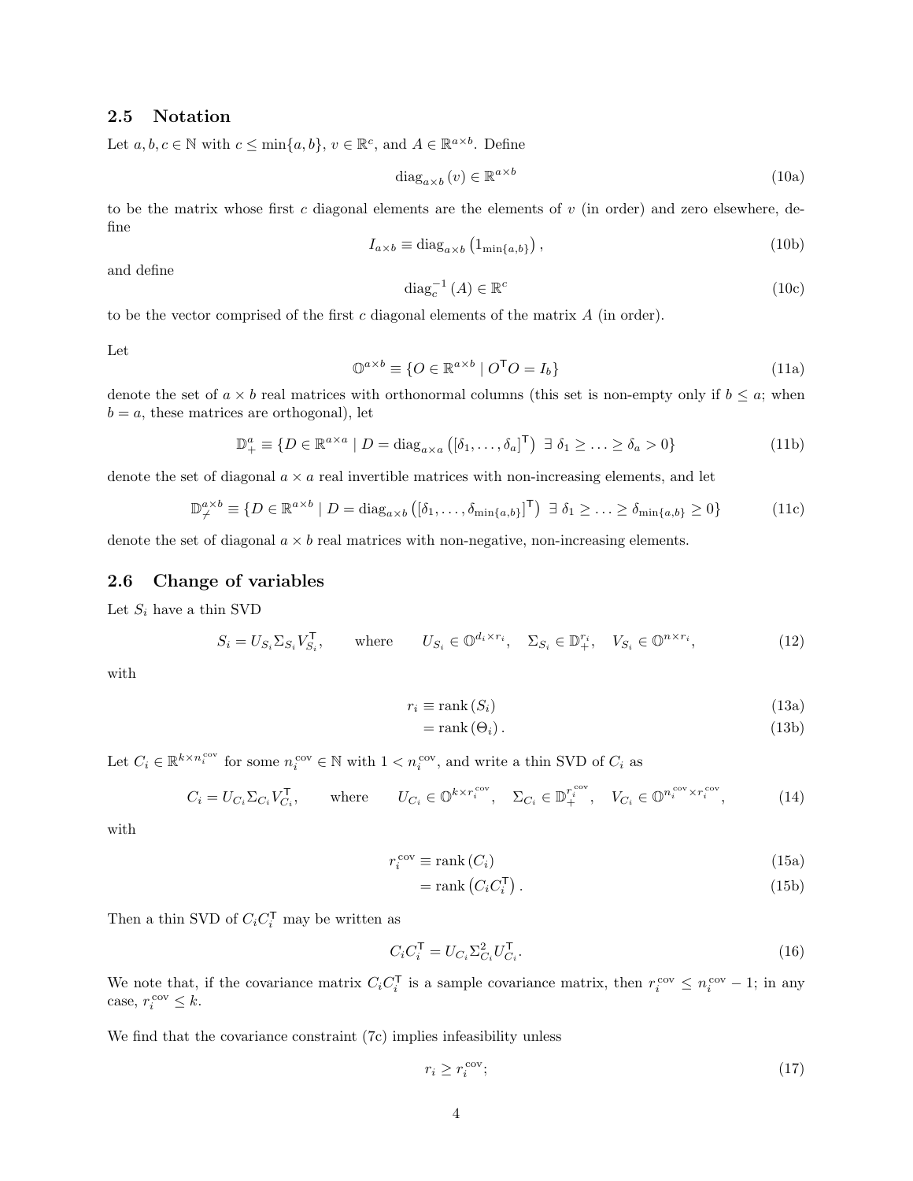## 2.5 Notation

Let $a, b, c \in \mathbb{N}$ with $c \leq \min\{a, b\}$, $v \in \mathbb{R}^c$, and $A \in \mathbb{R}^{a \times b}$. Define

$$\operatorname{diag}_{a \times b}(v) \in \mathbb{R}^{a \times b} \tag{10a}$$

to be the matrix whose first $c$ diagonal elements are the elements of $v$ (in order) and zero elsewhere, define

$$I_{a \times b} \equiv \operatorname{diag}_{a \times b}\left(1_{\min\{a,b\}}\right), \tag{10b}$$

and define

$$\operatorname{diag}_c^{-1}(A) \in \mathbb{R}^c \tag{10c}$$

to be the vector comprised of the first $c$ diagonal elements of the matrix $A$ (in order).

Let

$$\mathbb{O}^{a \times b} \equiv \{O \in \mathbb{R}^{a \times b} \mid O^\mathsf{T} O = I_b\} \tag{11a}$$

denote the set of $a \times b$ real matrices with orthonormal columns (this set is non-empty only if $b \leq a$; when $b = a$, these matrices are orthogonal), let

$$\mathbb{D}_+^a \equiv \{D \in \mathbb{R}^{a \times a} \mid D = \operatorname{diag}_{a \times a}\left([\delta_1, \ldots, \delta_a]^\mathsf{T}\right) \ \exists \ \delta_1 \geq \ldots \geq \delta_a > 0\} \tag{11b}$$

denote the set of diagonal $a \times a$ real invertible matrices with non-increasing elements, and let

$$\mathbb{D}_{\not+}^{a \times b} \equiv \{D \in \mathbb{R}^{a \times b} \mid D = \operatorname{diag}_{a \times b}\left([\delta_1, \ldots, \delta_{\min\{a,b\}}]^\mathsf{T}\right) \ \exists \ \delta_1 \geq \ldots \geq \delta_{\min\{a,b\}} \geq 0\} \tag{11c}$$

denote the set of diagonal $a \times b$ real matrices with non-negative, non-increasing elements.

## 2.6 Change of variables

Let $S_i$ have a thin SVD

$$S_i = U_{S_i} \Sigma_{S_i} V_{S_i}^\mathsf{T}, \qquad \text{where} \qquad U_{S_i} \in \mathbb{O}^{d_i \times r_i}, \quad \Sigma_{S_i} \in \mathbb{D}_+^{r_i}, \quad V_{S_i} \in \mathbb{O}^{n \times r_i}, \tag{12}$$

with

$$r_i \equiv \operatorname{rank}(S_i) \tag{13a}$$

$$= \operatorname{rank}(\Theta_i). \tag{13b}$$

Let $C_i \in \mathbb{R}^{k \times n_i^{\text{cov}}}$ for some $n_i^{\text{cov}} \in \mathbb{N}$ with $1 < n_i^{\text{cov}}$, and write a thin SVD of $C_i$ as

$$C_i = U_{C_i} \Sigma_{C_i} V_{C_i}^\mathsf{T}, \qquad \text{where} \qquad U_{C_i} \in \mathbb{O}^{k \times r_i^{\text{cov}}}, \quad \Sigma_{C_i} \in \mathbb{D}_+^{r_i^{\text{cov}}}, \quad V_{C_i} \in \mathbb{O}^{n_i^{\text{cov}} \times r_i^{\text{cov}}}, \tag{14}$$

with

$$r_i^{\text{cov}} \equiv \operatorname{rank}(C_i) \tag{15a}$$

$$= \operatorname{rank}\left(C_i C_i^\mathsf{T}\right). \tag{15b}$$

Then a thin SVD of $C_i C_i^\mathsf{T}$ may be written as

$$C_i C_i^\mathsf{T} = U_{C_i} \Sigma_{C_i}^2 U_{C_i}^\mathsf{T}. \tag{16}$$

We note that, if the covariance matrix $C_i C_i^\mathsf{T}$ is a sample covariance matrix, then $r_i^{\text{cov}} \leq n_i^{\text{cov}} - 1$; in any case, $r_i^{\text{cov}} \leq k$.

We find that the covariance constraint (7c) implies infeasibility unless

$$r_i \geq r_i^{\text{cov}}; \tag{17}$$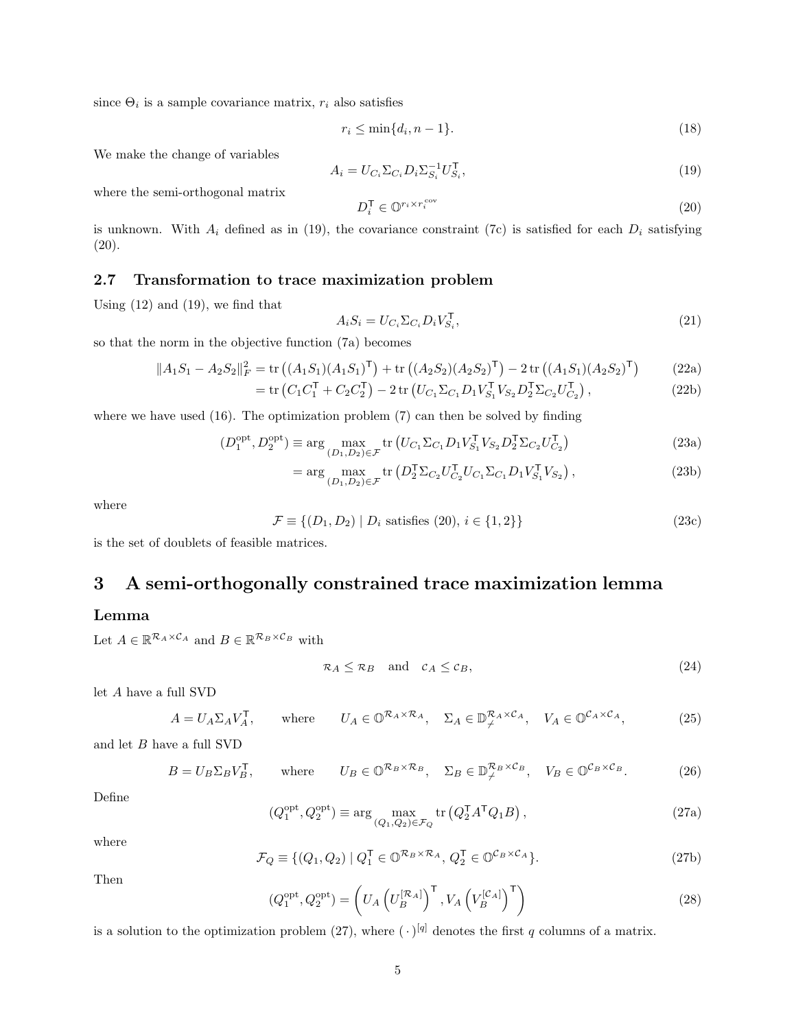since $\Theta_i$ is a sample covariance matrix, $r_i$ also satisfies

$$r_i \le \min\{d_i, n-1\}. \tag{18}$$

We make the change of variables

$$A_i = U_{C_i}\Sigma_{C_i} D_i \Sigma_{S_i}^{-1} U_{S_i}^{\mathsf{T}}, \tag{19}$$

where the semi-orthogonal matrix

$$D_i^{\mathsf{T}} \in \mathbb{O}^{r_i \times r_i^{\text{cov}}} \tag{20}$$

is unknown. With $A_i$ defined as in (19), the covariance constraint (7c) is satisfied for each $D_i$ satisfying (20).

### 2.7 Transformation to trace maximization problem

Using (12) and (19), we find that

$$A_i S_i = U_{C_i}\Sigma_{C_i} D_i V_{S_i}^{\mathsf{T}}, \tag{21}$$

so that the norm in the objective function (7a) becomes

$$\|A_1S_1 - A_2S_2\|_F^2 = \operatorname{tr}\left((A_1S_1)(A_1S_1)^{\mathsf{T}}\right) + \operatorname{tr}\left((A_2S_2)(A_2S_2)^{\mathsf{T}}\right) - 2\operatorname{tr}\left((A_1S_1)(A_2S_2)^{\mathsf{T}}\right) \tag{22a}$$

$$= \operatorname{tr}\left(C_1C_1^{\mathsf{T}} + C_2C_2^{\mathsf{T}}\right) - 2\operatorname{tr}\left(U_{C_1}\Sigma_{C_1}D_1V_{S_1}^{\mathsf{T}}V_{S_2}D_2^{\mathsf{T}}\Sigma_{C_2}U_{C_2}^{\mathsf{T}}\right), \tag{22b}$$

where we have used (16). The optimization problem (7) can then be solved by finding

$$(D_1^{\text{opt}}, D_2^{\text{opt}}) \equiv \arg\max_{(D_1,D_2)\in\mathcal{F}} \operatorname{tr}\left(U_{C_1}\Sigma_{C_1}D_1V_{S_1}^{\mathsf{T}}V_{S_2}D_2^{\mathsf{T}}\Sigma_{C_2}U_{C_2}^{\mathsf{T}}\right) \tag{23a}$$

$$= \arg\max_{(D_1,D_2)\in\mathcal{F}} \operatorname{tr}\left(D_2^{\mathsf{T}}\Sigma_{C_2}U_{C_2}^{\mathsf{T}}U_{C_1}\Sigma_{C_1}D_1V_{S_1}^{\mathsf{T}}V_{S_2}\right), \tag{23b}$$

where

$$\mathcal{F} \equiv \{(D_1, D_2) \mid D_i \text{ satisfies (20)},\ i \in \{1,2\}\} \tag{23c}$$

is the set of doublets of feasible matrices.

## 3 A semi-orthogonally constrained trace maximization lemma

### Lemma

Let $A \in \mathbb{R}^{\mathcal{R}_A \times \mathcal{C}_A}$ and $B \in \mathbb{R}^{\mathcal{R}_B \times \mathcal{C}_B}$ with

$$\mathcal{R}_A \le \mathcal{R}_B \quad \text{and} \quad \mathcal{C}_A \le \mathcal{C}_B, \tag{24}$$

let $A$ have a full SVD

$$A = U_A\Sigma_AV_A^{\mathsf{T}}, \qquad \text{where} \qquad U_A \in \mathbb{O}^{\mathcal{R}_A\times\mathcal{R}_A}, \quad \Sigma_A \in \mathbb{D}_{\neq}^{\mathcal{R}_A\times\mathcal{C}_A}, \quad V_A \in \mathbb{O}^{\mathcal{C}_A\times\mathcal{C}_A}, \tag{25}$$

and let $B$ have a full SVD

$$B = U_B\Sigma_BV_B^{\mathsf{T}}, \qquad \text{where} \qquad U_B \in \mathbb{O}^{\mathcal{R}_B\times\mathcal{R}_B}, \quad \Sigma_B \in \mathbb{D}_{\neq}^{\mathcal{R}_B\times\mathcal{C}_B}, \quad V_B \in \mathbb{O}^{\mathcal{C}_B\times\mathcal{C}_B}. \tag{26}$$

Define

$$(Q_1^{\text{opt}}, Q_2^{\text{opt}}) \equiv \arg\max_{(Q_1,Q_2)\in\mathcal{F}_Q} \operatorname{tr}\left(Q_2^{\mathsf{T}}A^{\mathsf{T}}Q_1B\right), \tag{27a}$$

where

$$\mathcal{F}_Q \equiv \{(Q_1, Q_2) \mid Q_1^{\mathsf{T}} \in \mathbb{O}^{\mathcal{R}_B\times\mathcal{R}_A},\ Q_2^{\mathsf{T}} \in \mathbb{O}^{\mathcal{C}_B\times\mathcal{C}_A}\}. \tag{27b}$$

Then

$$(Q_1^{\text{opt}}, Q_2^{\text{opt}}) = \left(U_A\left(U_B^{[\mathcal{R}_A]}\right)^{\mathsf{T}}, V_A\left(V_B^{[\mathcal{C}_A]}\right)^{\mathsf{T}}\right) \tag{28}$$

is a solution to the optimization problem (27), where $(\,\cdot\,)^{[q]}$ denotes the first $q$ columns of a matrix.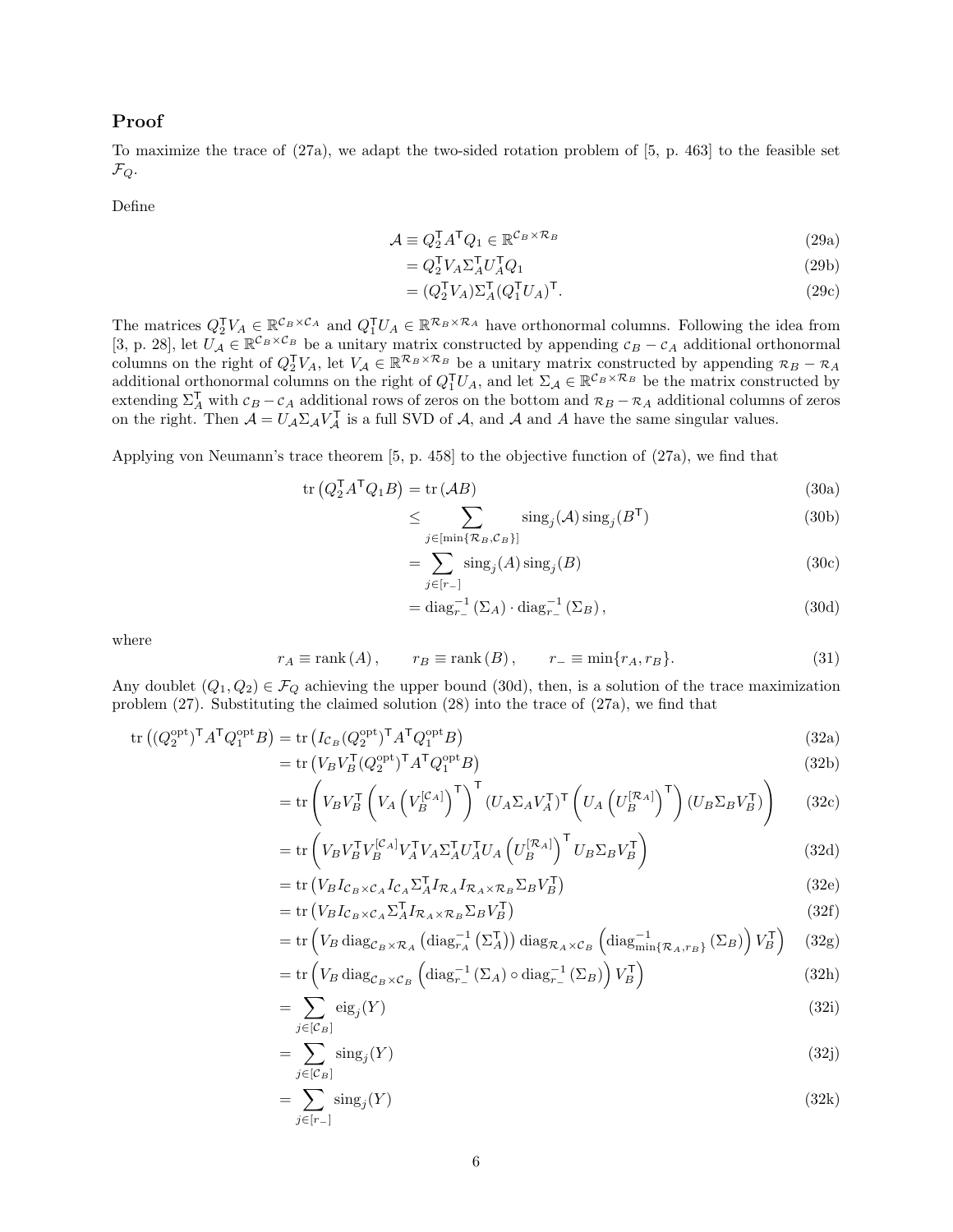## Proof

To maximize the trace of (27a), we adapt the two-sided rotation problem of [5, p. 463] to the feasible set $\mathcal{F}_Q$.

Define

$$
\begin{aligned}
\mathcal{A} &\equiv Q_2^{\mathsf{T}} A^{\mathsf{T}} Q_1 \in \mathbb{R}^{\mathcal{C}_B \times \mathcal{R}_B} && (29a)\\
&= Q_2^{\mathsf{T}} V_A \Sigma_A^{\mathsf{T}} U_A^{\mathsf{T}} Q_1 && (29b)\\
&= (Q_2^{\mathsf{T}} V_A) \Sigma_A^{\mathsf{T}} (Q_1^{\mathsf{T}} U_A)^{\mathsf{T}}. && (29c)
\end{aligned}
$$

The matrices $Q_2^{\mathsf{T}} V_A \in \mathbb{R}^{\mathcal{C}_B \times \mathcal{C}_A}$ and $Q_1^{\mathsf{T}} U_A \in \mathbb{R}^{\mathcal{R}_B \times \mathcal{R}_A}$ have orthonormal columns. Following the idea from [3, p. 28], let $U_{\mathcal{A}} \in \mathbb{R}^{\mathcal{C}_B \times \mathcal{C}_B}$ be a unitary matrix constructed by appending $\mathcal{C}_B - \mathcal{C}_A$ additional orthonormal columns on the right of $Q_2^{\mathsf{T}} V_A$, let $V_{\mathcal{A}} \in \mathbb{R}^{\mathcal{R}_B \times \mathcal{R}_B}$ be a unitary matrix constructed by appending $\mathcal{R}_B - \mathcal{R}_A$ additional orthonormal columns on the right of $Q_1^{\mathsf{T}} U_A$, and let $\Sigma_{\mathcal{A}} \in \mathbb{R}^{\mathcal{C}_B \times \mathcal{R}_B}$ be the matrix constructed by extending $\Sigma_A^{\mathsf{T}}$ with $\mathcal{C}_B - \mathcal{C}_A$ additional rows of zeros on the bottom and $\mathcal{R}_B - \mathcal{R}_A$ additional columns of zeros on the right. Then $\mathcal{A} = U_{\mathcal{A}} \Sigma_{\mathcal{A}} V_{\mathcal{A}}^{\mathsf{T}}$ is a full SVD of $\mathcal{A}$, and $\mathcal{A}$ and $A$ have the same singular values.

Applying von Neumann's trace theorem [5, p. 458] to the objective function of (27a), we find that

$$
\begin{aligned}
\operatorname{tr}\left(Q_2^{\mathsf{T}} A^{\mathsf{T}} Q_1 B\right) &= \operatorname{tr}(\mathcal{A} B) && (30a)\\
&\le \sum_{j \in [\min\{\mathcal{R}_B, \mathcal{C}_B\}]} \operatorname{sing}_j(\mathcal{A}) \operatorname{sing}_j(B^{\mathsf{T}}) && (30b)\\
&= \sum_{j \in [r_-]} \operatorname{sing}_j(A) \operatorname{sing}_j(B) && (30c)\\
&= \operatorname{diag}_{r_-}^{-1}(\Sigma_A) \cdot \operatorname{diag}_{r_-}^{-1}(\Sigma_B), && (30d)
\end{aligned}
$$

where

$$
r_A \equiv \operatorname{rank}(A), \qquad r_B \equiv \operatorname{rank}(B), \qquad r_- \equiv \min\{r_A, r_B\}. \tag{31}
$$

Any doublet $(Q_1, Q_2) \in \mathcal{F}_Q$ achieving the upper bound (30d), then, is a solution of the trace maximization problem (27). Substituting the claimed solution (28) into the trace of (27a), we find that

$$
\begin{aligned}
\operatorname{tr}\left((Q_2^{\text{opt}})^{\mathsf{T}} A^{\mathsf{T}} Q_1^{\text{opt}} B\right) &= \operatorname{tr}\left(I_{\mathcal{C}_B} (Q_2^{\text{opt}})^{\mathsf{T}} A^{\mathsf{T}} Q_1^{\text{opt}} B\right) && (32a)\\
&= \operatorname{tr}\left(V_B V_B^{\mathsf{T}} (Q_2^{\text{opt}})^{\mathsf{T}} A^{\mathsf{T}} Q_1^{\text{opt}} B\right) && (32b)\\
&= \operatorname{tr}\left(V_B V_B^{\mathsf{T}} \left(V_A \left(V_B^{[\mathcal{C}_A]}\right)^{\mathsf{T}}\right)^{\mathsf{T}} (U_A \Sigma_A V_A^{\mathsf{T}})^{\mathsf{T}} \left(U_A \left(U_B^{[\mathcal{R}_A]}\right)^{\mathsf{T}}\right) (U_B \Sigma_B V_B^{\mathsf{T}})\right) && (32c)\\
&= \operatorname{tr}\left(V_B V_B^{\mathsf{T}} V_B^{[\mathcal{C}_A]} V_A^{\mathsf{T}} V_A \Sigma_A^{\mathsf{T}} U_A^{\mathsf{T}} U_A \left(U_B^{[\mathcal{R}_A]}\right)^{\mathsf{T}} U_B \Sigma_B V_B^{\mathsf{T}}\right) && (32d)\\
&= \operatorname{tr}\left(V_B I_{\mathcal{C}_B \times \mathcal{C}_A} I_{\mathcal{C}_A} \Sigma_A^{\mathsf{T}} I_{\mathcal{R}_A} I_{\mathcal{R}_A \times \mathcal{R}_B} \Sigma_B V_B^{\mathsf{T}}\right) && (32e)\\
&= \operatorname{tr}\left(V_B I_{\mathcal{C}_B \times \mathcal{C}_A} \Sigma_A^{\mathsf{T}} I_{\mathcal{R}_A \times \mathcal{R}_B} \Sigma_B V_B^{\mathsf{T}}\right) && (32f)\\
&= \operatorname{tr}\left(V_B \operatorname{diag}_{\mathcal{C}_B \times \mathcal{R}_A}\left(\operatorname{diag}_{r_A}^{-1}\left(\Sigma_A^{\mathsf{T}}\right)\right) \operatorname{diag}_{\mathcal{R}_A \times \mathcal{C}_B}\left(\operatorname{diag}_{\min\{\mathcal{R}_A, r_B\}}^{-1}(\Sigma_B)\right) V_B^{\mathsf{T}}\right) && (32g)\\
&= \operatorname{tr}\left(V_B \operatorname{diag}_{\mathcal{C}_B \times \mathcal{C}_B}\left(\operatorname{diag}_{r_-}^{-1}(\Sigma_A) \circ \operatorname{diag}_{r_-}^{-1}(\Sigma_B)\right) V_B^{\mathsf{T}}\right) && (32h)\\
&= \sum_{j \in [\mathcal{C}_B]} \operatorname{eig}_j(Y) && (32i)\\
&= \sum_{j \in [\mathcal{C}_B]} \operatorname{sing}_j(Y) && (32j)\\
&= \sum_{j \in [r_-]} \operatorname{sing}_j(Y) && (32k)
\end{aligned}
$$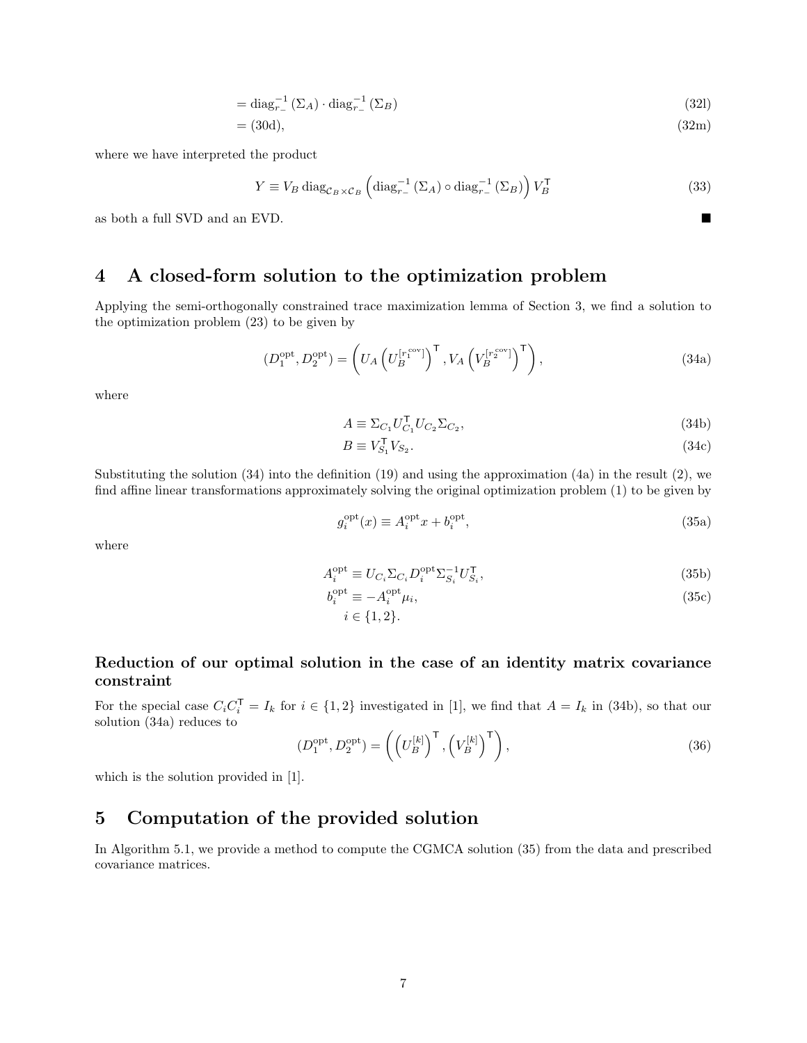$$= \operatorname{diag}_{r_-}^{-1}(\Sigma_A) \cdot \operatorname{diag}_{r_-}^{-1}(\Sigma_B) \tag{32l}$$

$$= (30\text{d}), \tag{32m}$$

where we have interpreted the product

$$Y \equiv V_B \operatorname{diag}_{\mathcal{C}_B \times \mathcal{C}_B}\left(\operatorname{diag}_{r_-}^{-1}(\Sigma_A) \circ \operatorname{diag}_{r_-}^{-1}(\Sigma_B)\right) V_B^{\mathsf{T}} \tag{33}$$

as both a full SVD and an EVD. ■

# 4 A closed-form solution to the optimization problem

Applying the semi-orthogonally constrained trace maximization lemma of Section 3, we find a solution to the optimization problem (23) to be given by

$$(D_1^{\text{opt}}, D_2^{\text{opt}}) = \left(U_A \left(U_B^{[r_1^{\text{cov}}]}\right)^{\mathsf{T}}, V_A \left(V_B^{[r_2^{\text{cov}}]}\right)^{\mathsf{T}}\right), \tag{34a}$$

where

$$A \equiv \Sigma_{C_1} U_{C_1}^{\mathsf{T}} U_{C_2} \Sigma_{C_2}, \tag{34b}$$

$$B \equiv V_{S_1}^{\mathsf{T}} V_{S_2}. \tag{34c}$$

Substituting the solution (34) into the definition (19) and using the approximation (4a) in the result (2), we find affine linear transformations approximately solving the original optimization problem (1) to be given by

$$g_i^{\text{opt}}(x) \equiv A_i^{\text{opt}} x + b_i^{\text{opt}}, \tag{35a}$$

where

$$A_i^{\text{opt}} \equiv U_{C_i} \Sigma_{C_i} D_i^{\text{opt}} \Sigma_{S_i}^{-1} U_{S_i}^{\mathsf{T}}, \tag{35b}$$

$$b_i^{\text{opt}} \equiv -A_i^{\text{opt}} \mu_i, \tag{35c}$$

$$i \in \{1, 2\}.$$

### Reduction of our optimal solution in the case of an identity matrix covariance constraint

For the special case $C_i C_i^{\mathsf{T}} = I_k$ for $i \in \{1, 2\}$ investigated in [1], we find that $A = I_k$ in (34b), so that our solution (34a) reduces to

$$(D_1^{\text{opt}}, D_2^{\text{opt}}) = \left(\left(U_B^{[k]}\right)^{\mathsf{T}}, \left(V_B^{[k]}\right)^{\mathsf{T}}\right), \tag{36}$$

which is the solution provided in [1].

# 5 Computation of the provided solution

In Algorithm 5.1, we provide a method to compute the CGMCA solution (35) from the data and prescribed covariance matrices.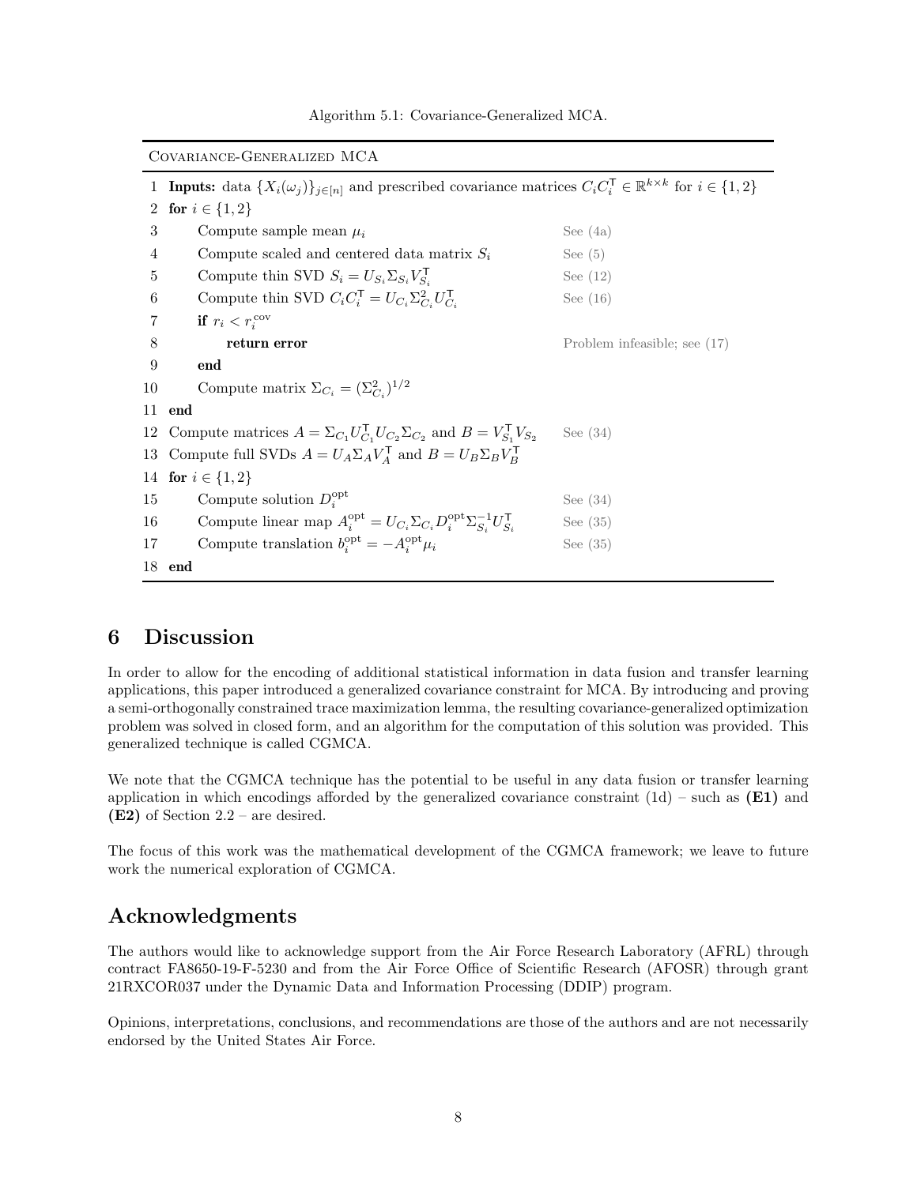Algorithm 5.1: Covariance-Generalized MCA.

| | Covariance-Generalized MCA | |
|---|---|---|
| 1 | **Inputs:** data $\{X_i(\omega_j)\}_{j\in[n]}$ and prescribed covariance matrices $C_i C_i^\mathsf{T} \in \mathbb{R}^{k\times k}$ for $i \in \{1,2\}$ | |
| 2 | **for** $i \in \{1,2\}$ | |
| 3 | Compute sample mean $\mu_i$ | See (4a) |
| 4 | Compute scaled and centered data matrix $S_i$ | See (5) |
| 5 | Compute thin SVD $S_i = U_{S_i}\Sigma_{S_i}V_{S_i}^\mathsf{T}$ | See (12) |
| 6 | Compute thin SVD $C_i C_i^\mathsf{T} = U_{C_i}\Sigma_{C_i}^2 U_{C_i}^\mathsf{T}$ | See (16) |
| 7 | **if** $r_i < r_i^{\text{cov}}$ | |
| 8 | **return error** | Problem infeasible; see (17) |
| 9 | **end** | |
| 10 | Compute matrix $\Sigma_{C_i} = (\Sigma_{C_i}^2)^{1/2}$ | |
| 11 | **end** | |
| 12 | Compute matrices $A = \Sigma_{C_1}U_{C_1}^\mathsf{T}U_{C_2}\Sigma_{C_2}$ and $B = V_{S_1}^\mathsf{T}V_{S_2}$ | See (34) |
| 13 | Compute full SVDs $A = U_A\Sigma_A V_A^\mathsf{T}$ and $B = U_B\Sigma_B V_B^\mathsf{T}$ | |
| 14 | **for** $i \in \{1,2\}$ | |
| 15 | Compute solution $D_i^{\text{opt}}$ | See (34) |
| 16 | Compute linear map $A_i^{\text{opt}} = U_{C_i}\Sigma_{C_i}D_i^{\text{opt}}\Sigma_{S_i}^{-1}U_{S_i}^\mathsf{T}$ | See (35) |
| 17 | Compute translation $b_i^{\text{opt}} = -A_i^{\text{opt}}\mu_i$ | See (35) |
| 18 | **end** | |

# 6 Discussion

In order to allow for the encoding of additional statistical information in data fusion and transfer learning applications, this paper introduced a generalized covariance constraint for MCA. By introducing and proving a semi-orthogonally constrained trace maximization lemma, the resulting covariance-generalized optimization problem was solved in closed form, and an algorithm for the computation of this solution was provided. This generalized technique is called CGMCA.

We note that the CGMCA technique has the potential to be useful in any data fusion or transfer learning application in which encodings afforded by the generalized covariance constraint (1d) – such as **(E1)** and **(E2)** of Section 2.2 – are desired.

The focus of this work was the mathematical development of the CGMCA framework; we leave to future work the numerical exploration of CGMCA.

# Acknowledgments

The authors would like to acknowledge support from the Air Force Research Laboratory (AFRL) through contract FA8650-19-F-5230 and from the Air Force Office of Scientific Research (AFOSR) through grant 21RXCOR037 under the Dynamic Data and Information Processing (DDIP) program.

Opinions, interpretations, conclusions, and recommendations are those of the authors and are not necessarily endorsed by the United States Air Force.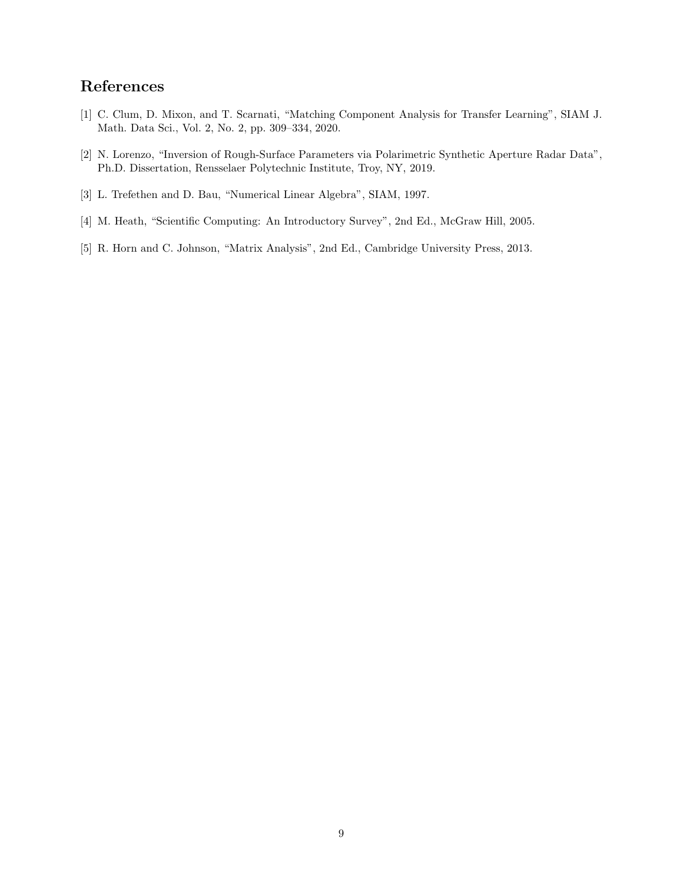## References

[1] C. Clum, D. Mixon, and T. Scarnati, "Matching Component Analysis for Transfer Learning", SIAM J. Math. Data Sci., Vol. 2, No. 2, pp. 309–334, 2020.

[2] N. Lorenzo, "Inversion of Rough-Surface Parameters via Polarimetric Synthetic Aperture Radar Data", Ph.D. Dissertation, Rensselaer Polytechnic Institute, Troy, NY, 2019.

[3] L. Trefethen and D. Bau, "Numerical Linear Algebra", SIAM, 1997.

[4] M. Heath, "Scientific Computing: An Introductory Survey", 2nd Ed., McGraw Hill, 2005.

[5] R. Horn and C. Johnson, "Matrix Analysis", 2nd Ed., Cambridge University Press, 2013.